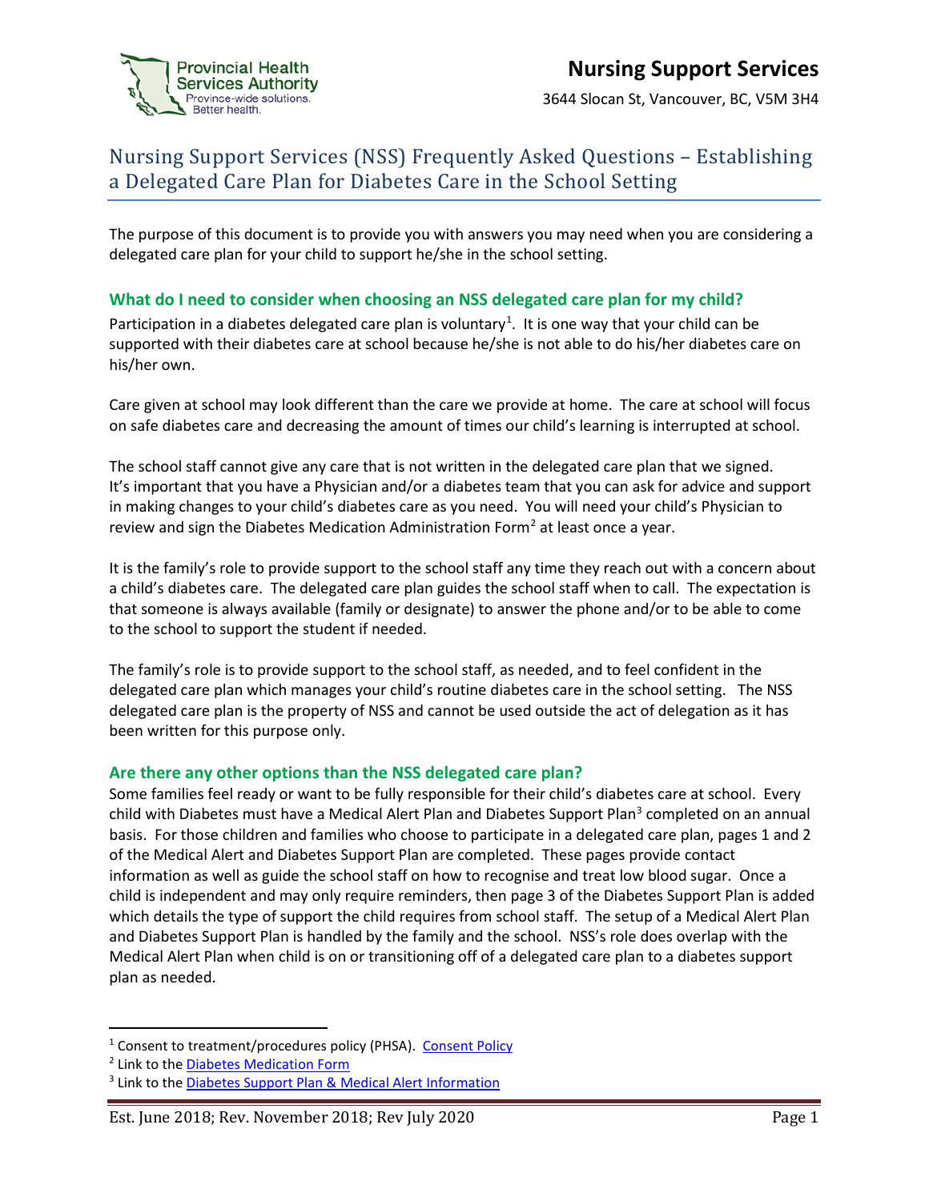Provincial Health Services Authority
Province-wide solutions. Better health.

# Nursing Support Services

3644 Slocan St, Vancouver, BC, V5M 3H4

## Nursing Support Services (NSS) Frequently Asked Questions – Establishing a Delegated Care Plan for Diabetes Care in the School Setting

The purpose of this document is to provide you with answers you may need when you are considering a delegated care plan for your child to support he/she in the school setting.

### What do I need to consider when choosing an NSS delegated care plan for my child?

Participation in a diabetes delegated care plan is voluntary[1]. It is one way that your child can be supported with their diabetes care at school because he/she is not able to do his/her diabetes care on his/her own.

Care given at school may look different than the care we provide at home. The care at school will focus on safe diabetes care and decreasing the amount of times our child's learning is interrupted at school.

The school staff cannot give any care that is not written in the delegated care plan that we signed. It's important that you have a Physician and/or a diabetes team that you can ask for advice and support in making changes to your child's diabetes care as you need. You will need your child's Physician to review and sign the Diabetes Medication Administration Form[2] at least once a year.

It is the family's role to provide support to the school staff any time they reach out with a concern about a child's diabetes care. The delegated care plan guides the school staff when to call. The expectation is that someone is always available (family or designate) to answer the phone and/or to be able to come to the school to support the student if needed.

The family's role is to provide support to the school staff, as needed, and to feel confident in the delegated care plan which manages your child's routine diabetes care in the school setting. The NSS delegated care plan is the property of NSS and cannot be used outside the act of delegation as it has been written for this purpose only.

### Are there any other options than the NSS delegated care plan?

Some families feel ready or want to be fully responsible for their child's diabetes care at school. Every child with Diabetes must have a Medical Alert Plan and Diabetes Support Plan[3] completed on an annual basis. For those children and families who choose to participate in a delegated care plan, pages 1 and 2 of the Medical Alert and Diabetes Support Plan are completed. These pages provide contact information as well as guide the school staff on how to recognise and treat low blood sugar. Once a child is independent and may only require reminders, then page 3 of the Diabetes Support Plan is added which details the type of support the child requires from school staff. The setup of a Medical Alert Plan and Diabetes Support Plan is handled by the family and the school. NSS's role does overlap with the Medical Alert Plan when child is on or transitioning off of a delegated care plan to a diabetes support plan as needed.

---

[1] Consent to treatment/procedures policy (PHSA). Consent Policy

[2] Link to the Diabetes Medication Form

[3] Link to the Diabetes Support Plan & Medical Alert Information

Est. June 2018; Rev. November 2018; Rev July 2020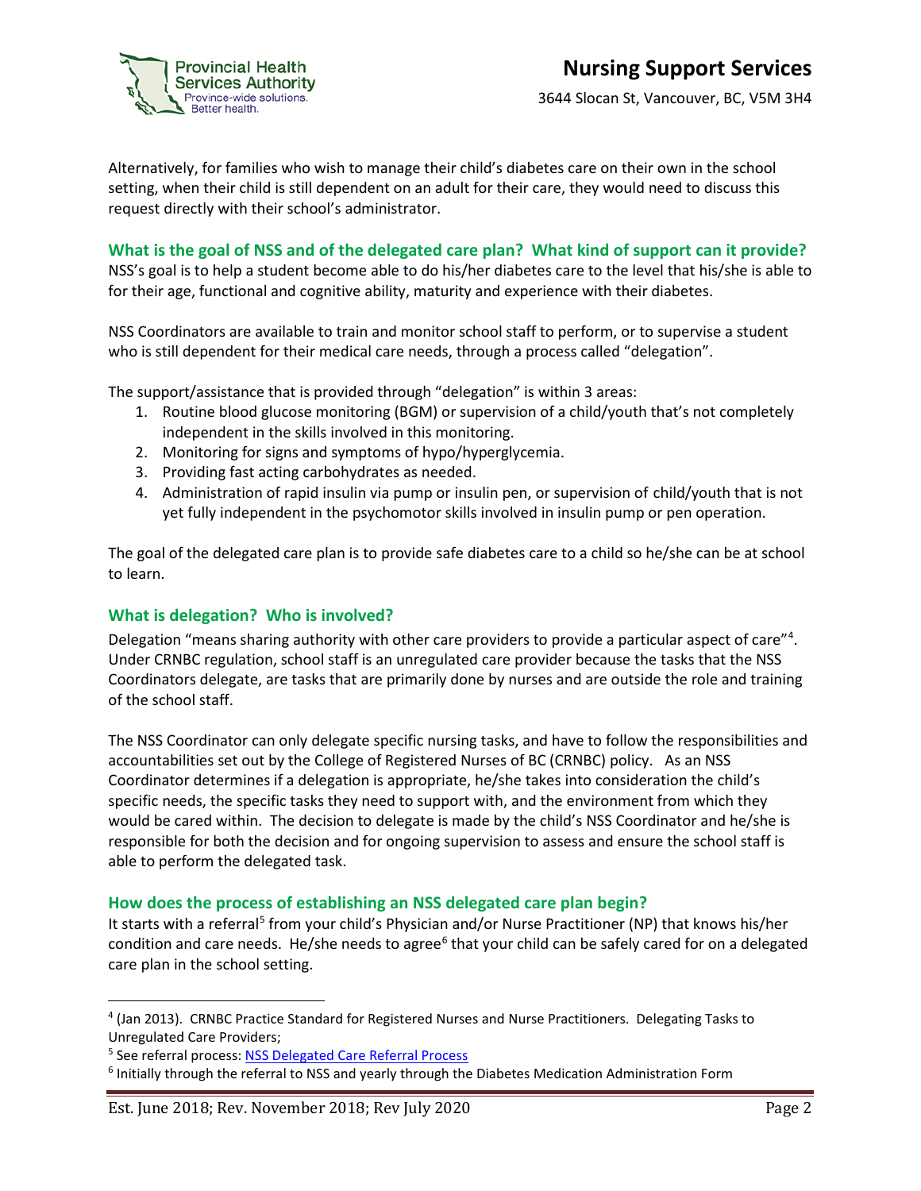Alternatively, for families who wish to manage their child's diabetes care on their own in the school setting, when their child is still dependent on an adult for their care, they would need to discuss this request directly with their school's administrator.

## What is the goal of NSS and of the delegated care plan? What kind of support can it provide?

NSS's goal is to help a student become able to do his/her diabetes care to the level that his/she is able to for their age, functional and cognitive ability, maturity and experience with their diabetes.

NSS Coordinators are available to train and monitor school staff to perform, or to supervise a student who is still dependent for their medical care needs, through a process called "delegation".

The support/assistance that is provided through "delegation" is within 3 areas:

1. Routine blood glucose monitoring (BGM) or supervision of a child/youth that's not completely independent in the skills involved in this monitoring.
2. Monitoring for signs and symptoms of hypo/hyperglycemia.
3. Providing fast acting carbohydrates as needed.
4. Administration of rapid insulin via pump or insulin pen, or supervision of child/youth that is not yet fully independent in the psychomotor skills involved in insulin pump or pen operation.

The goal of the delegated care plan is to provide safe diabetes care to a child so he/she can be at school to learn.

## What is delegation? Who is involved?

Delegation "means sharing authority with other care providers to provide a particular aspect of care"[4]. Under CRNBC regulation, school staff is an unregulated care provider because the tasks that the NSS Coordinators delegate, are tasks that are primarily done by nurses and are outside the role and training of the school staff.

The NSS Coordinator can only delegate specific nursing tasks, and have to follow the responsibilities and accountabilities set out by the College of Registered Nurses of BC (CRNBC) policy. As an NSS Coordinator determines if a delegation is appropriate, he/she takes into consideration the child's specific needs, the specific tasks they need to support with, and the environment from which they would be cared within. The decision to delegate is made by the child's NSS Coordinator and he/she is responsible for both the decision and for ongoing supervision to assess and ensure the school staff is able to perform the delegated task.

## How does the process of establishing an NSS delegated care plan begin?

It starts with a referral[5] from your child's Physician and/or Nurse Practitioner (NP) that knows his/her condition and care needs. He/she needs to agree[6] that your child can be safely cared for on a delegated care plan in the school setting.

---

[4] (Jan 2013). CRNBC Practice Standard for Registered Nurses and Nurse Practitioners. Delegating Tasks to Unregulated Care Providers;

[5] See referral process: NSS Delegated Care Referral Process

[6] Initially through the referral to NSS and yearly through the Diabetes Medication Administration Form

Est. June 2018; Rev. November 2018; Rev July 2020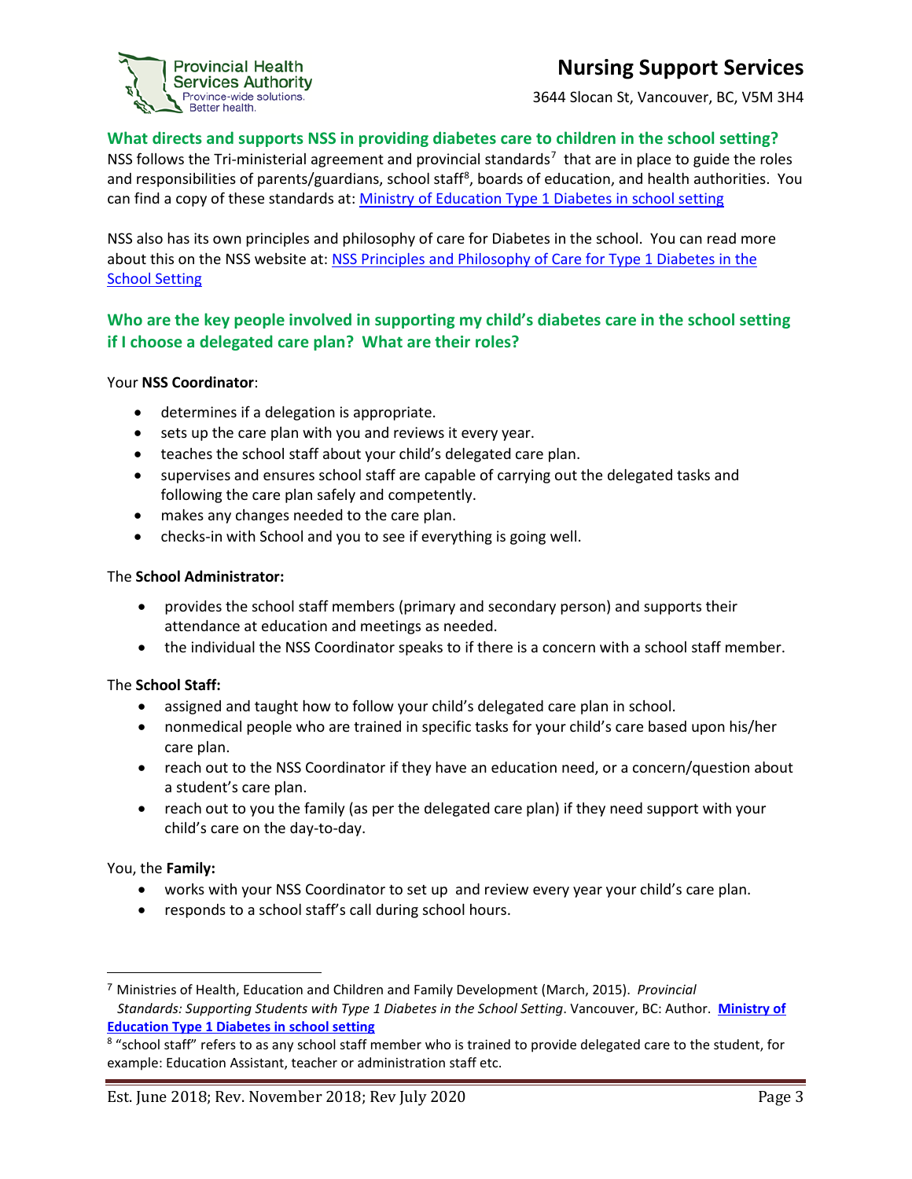## What directs and supports NSS in providing diabetes care to children in the school setting?

NSS follows the Tri-ministerial agreement and provincial standards[7] that are in place to guide the roles and responsibilities of parents/guardians, school staff[8], boards of education, and health authorities. You can find a copy of these standards at: [Ministry of Education Type 1 Diabetes in school setting]

NSS also has its own principles and philosophy of care for Diabetes in the school. You can read more about this on the NSS website at: [NSS Principles and Philosophy of Care for Type 1 Diabetes in the School Setting]

## Who are the key people involved in supporting my child's diabetes care in the school setting if I choose a delegated care plan? What are their roles?

Your **NSS Coordinator**:

- determines if a delegation is appropriate.
- sets up the care plan with you and reviews it every year.
- teaches the school staff about your child's delegated care plan.
- supervises and ensures school staff are capable of carrying out the delegated tasks and following the care plan safely and competently.
- makes any changes needed to the care plan.
- checks-in with School and you to see if everything is going well.

The **School Administrator:**

- provides the school staff members (primary and secondary person) and supports their attendance at education and meetings as needed.
- the individual the NSS Coordinator speaks to if there is a concern with a school staff member.

The **School Staff:**

- assigned and taught how to follow your child's delegated care plan in school.
- nonmedical people who are trained in specific tasks for your child's care based upon his/her care plan.
- reach out to the NSS Coordinator if they have an education need, or a concern/question about a student's care plan.
- reach out to you the family (as per the delegated care plan) if they need support with your child's care on the day-to-day.

You, the **Family:**

- works with your NSS Coordinator to set up and review every year your child's care plan.
- responds to a school staff's call during school hours.

---

[7] Ministries of Health, Education and Children and Family Development (March, 2015). *Provincial Standards: Supporting Students with Type 1 Diabetes in the School Setting*. Vancouver, BC: Author. **Ministry of Education Type 1 Diabetes in school setting**

[8] "school staff" refers to as any school staff member who is trained to provide delegated care to the student, for example: Education Assistant, teacher or administration staff etc.

Est. June 2018; Rev. November 2018; Rev July 2020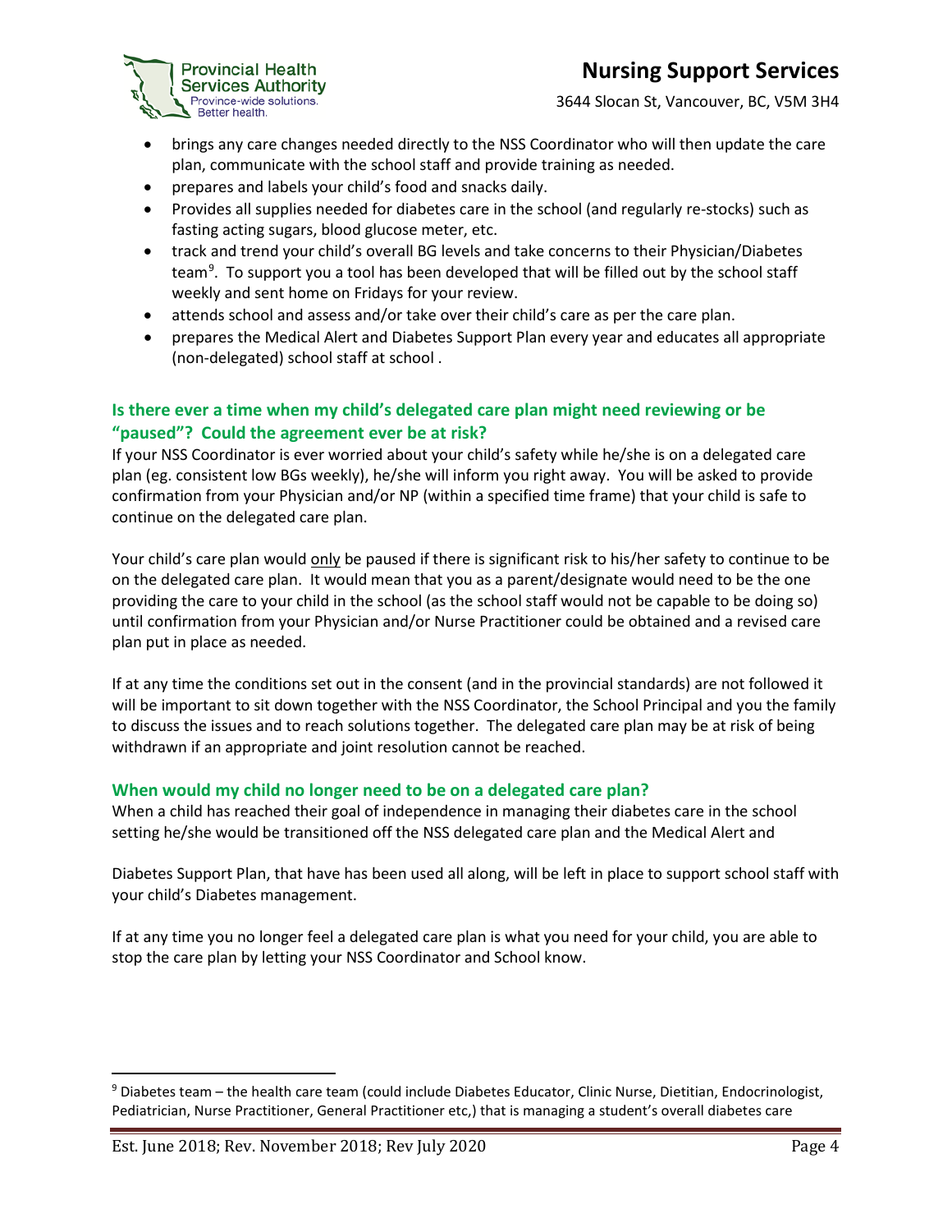- brings any care changes needed directly to the NSS Coordinator who will then update the care plan, communicate with the school staff and provide training as needed.
- prepares and labels your child's food and snacks daily.
- Provides all supplies needed for diabetes care in the school (and regularly re-stocks) such as fasting acting sugars, blood glucose meter, etc.
- track and trend your child's overall BG levels and take concerns to their Physician/Diabetes team[9]. To support you a tool has been developed that will be filled out by the school staff weekly and sent home on Fridays for your review.
- attends school and assess and/or take over their child's care as per the care plan.
- prepares the Medical Alert and Diabetes Support Plan every year and educates all appropriate (non-delegated) school staff at school .

### Is there ever a time when my child's delegated care plan might need reviewing or be "paused"? Could the agreement ever be at risk?

If your NSS Coordinator is ever worried about your child's safety while he/she is on a delegated care plan (eg. consistent low BGs weekly), he/she will inform you right away. You will be asked to provide confirmation from your Physician and/or NP (within a specified time frame) that your child is safe to continue on the delegated care plan.

Your child's care plan would <u>only</u> be paused if there is significant risk to his/her safety to continue to be on the delegated care plan. It would mean that you as a parent/designate would need to be the one providing the care to your child in the school (as the school staff would not be capable to be doing so) until confirmation from your Physician and/or Nurse Practitioner could be obtained and a revised care plan put in place as needed.

If at any time the conditions set out in the consent (and in the provincial standards) are not followed it will be important to sit down together with the NSS Coordinator, the School Principal and you the family to discuss the issues and to reach solutions together. The delegated care plan may be at risk of being withdrawn if an appropriate and joint resolution cannot be reached.

### When would my child no longer need to be on a delegated care plan?

When a child has reached their goal of independence in managing their diabetes care in the school setting he/she would be transitioned off the NSS delegated care plan and the Medical Alert and

Diabetes Support Plan, that have has been used all along, will be left in place to support school staff with your child's Diabetes management.

If at any time you no longer feel a delegated care plan is what you need for your child, you are able to stop the care plan by letting your NSS Coordinator and School know.

---

[9] Diabetes team – the health care team (could include Diabetes Educator, Clinic Nurse, Dietitian, Endocrinologist, Pediatrician, Nurse Practitioner, General Practitioner etc,) that is managing a student's overall diabetes care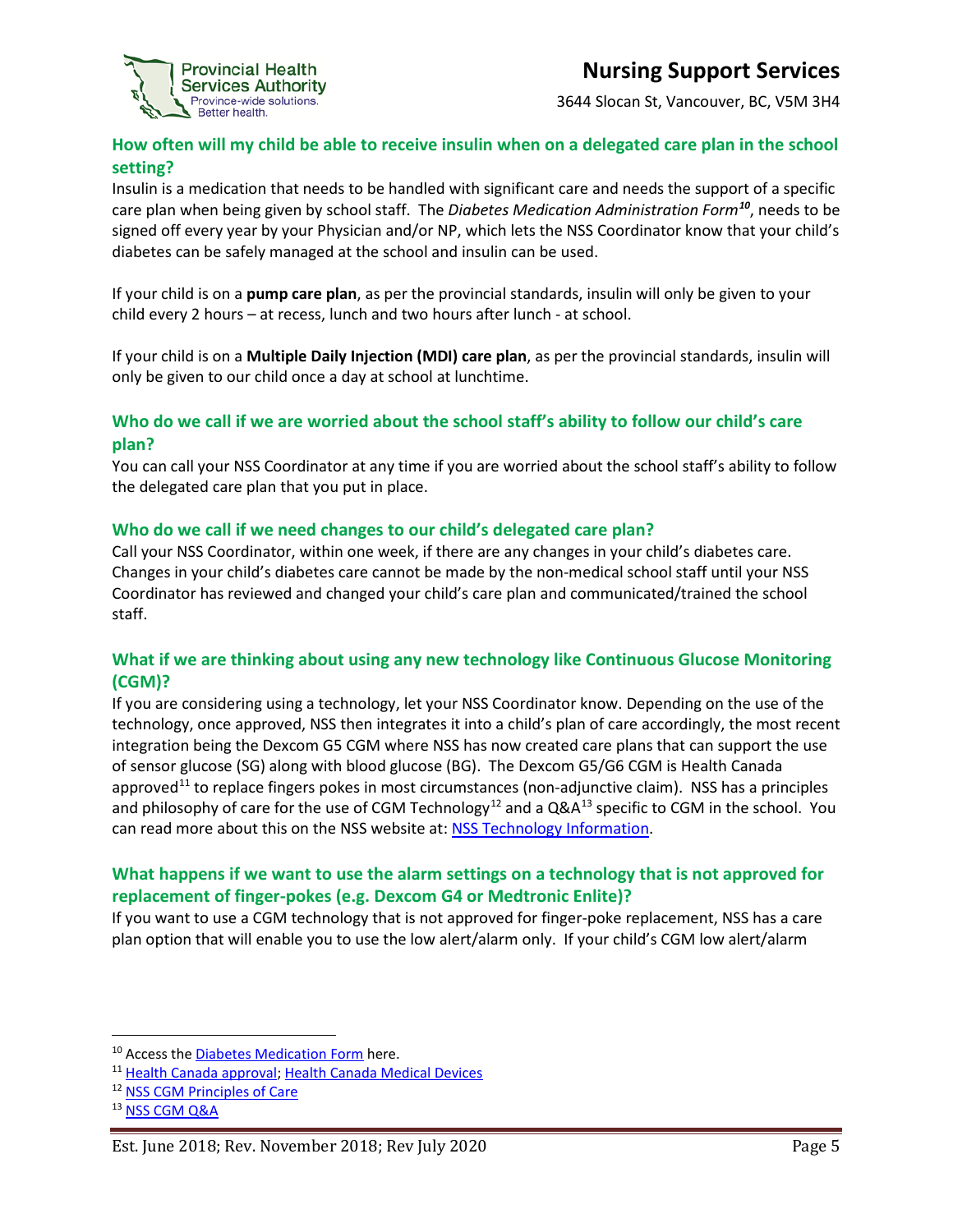### How often will my child be able to receive insulin when on a delegated care plan in the school setting?

Insulin is a medication that needs to be handled with significant care and needs the support of a specific care plan when being given by school staff. The *Diabetes Medication Administration Form*[10], needs to be signed off every year by your Physician and/or NP, which lets the NSS Coordinator know that your child's diabetes can be safely managed at the school and insulin can be used.

If your child is on a **pump care plan**, as per the provincial standards, insulin will only be given to your child every 2 hours – at recess, lunch and two hours after lunch - at school.

If your child is on a **Multiple Daily Injection (MDI) care plan**, as per the provincial standards, insulin will only be given to our child once a day at school at lunchtime.

### Who do we call if we are worried about the school staff's ability to follow our child's care plan?

You can call your NSS Coordinator at any time if you are worried about the school staff's ability to follow the delegated care plan that you put in place.

### Who do we call if we need changes to our child's delegated care plan?

Call your NSS Coordinator, within one week, if there are any changes in your child's diabetes care. Changes in your child's diabetes care cannot be made by the non-medical school staff until your NSS Coordinator has reviewed and changed your child's care plan and communicated/trained the school staff.

### What if we are thinking about using any new technology like Continuous Glucose Monitoring (CGM)?

If you are considering using a technology, let your NSS Coordinator know. Depending on the use of the technology, once approved, NSS then integrates it into a child's plan of care accordingly, the most recent integration being the Dexcom G5 CGM where NSS has now created care plans that can support the use of sensor glucose (SG) along with blood glucose (BG). The Dexcom G5/G6 CGM is Health Canada approved[11] to replace fingers pokes in most circumstances (non-adjunctive claim). NSS has a principles and philosophy of care for the use of CGM Technology[12] and a Q&A[13] specific to CGM in the school. You can read more about this on the NSS website at: [NSS Technology Information](#).

### What happens if we want to use the alarm settings on a technology that is not approved for replacement of finger-pokes (e.g. Dexcom G4 or Medtronic Enlite)?

If you want to use a CGM technology that is not approved for finger-poke replacement, NSS has a care plan option that will enable you to use the low alert/alarm only. If your child's CGM low alert/alarm

---

[10] Access the [Diabetes Medication Form](#) here.

[11] [Health Canada approval](#); [Health Canada Medical Devices](#)

[12] [NSS CGM Principles of Care](#)

[13] [NSS CGM Q&A](#)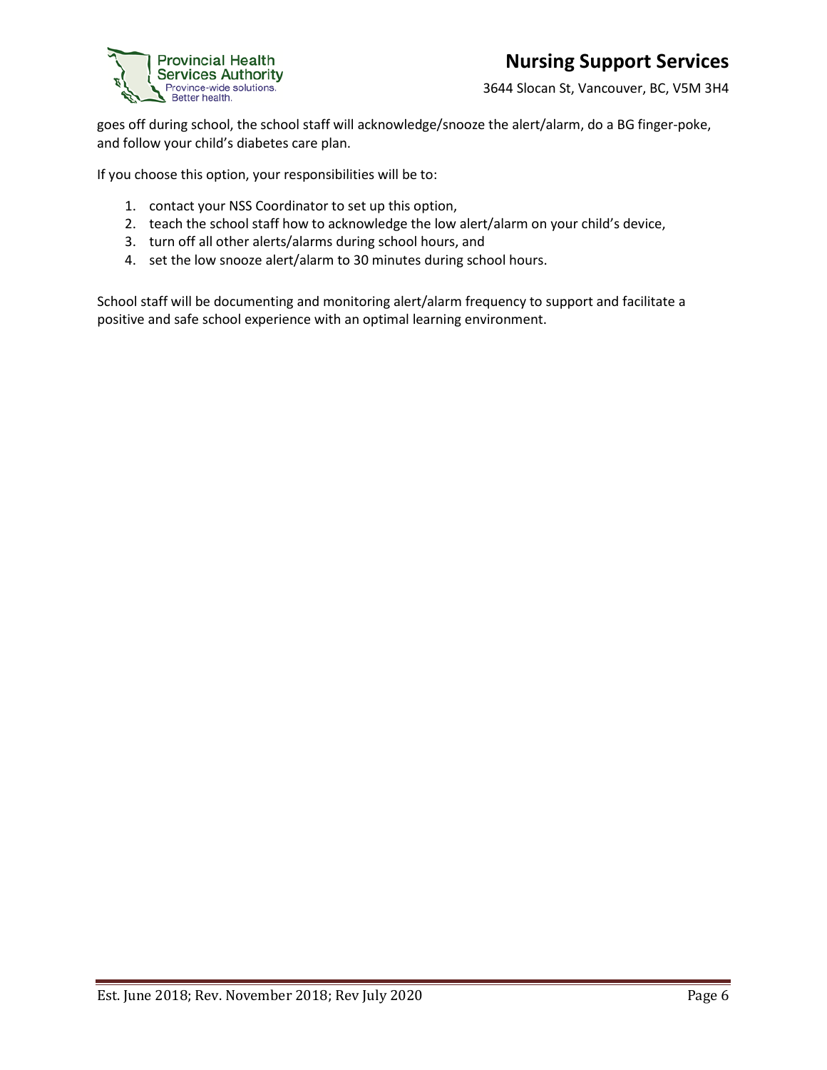goes off during school, the school staff will acknowledge/snooze the alert/alarm, do a BG finger-poke, and follow your child's diabetes care plan.

If you choose this option, your responsibilities will be to:

1. contact your NSS Coordinator to set up this option,
2. teach the school staff how to acknowledge the low alert/alarm on your child's device,
3. turn off all other alerts/alarms during school hours, and
4. set the low snooze alert/alarm to 30 minutes during school hours.

School staff will be documenting and monitoring alert/alarm frequency to support and facilitate a positive and safe school experience with an optimal learning environment.